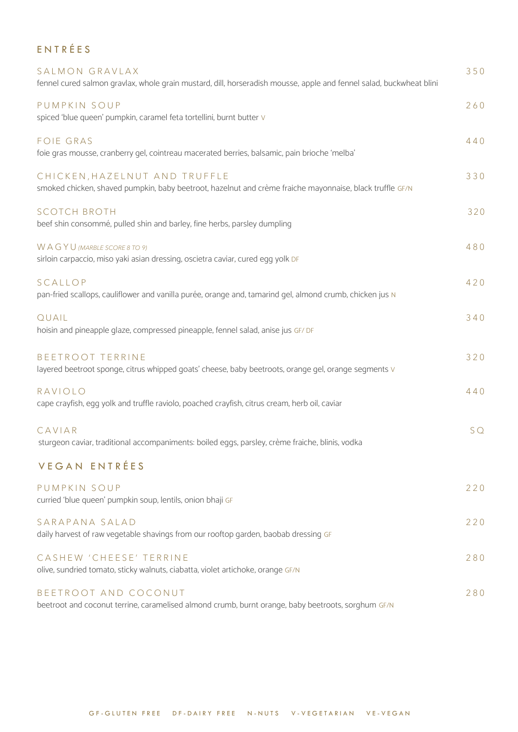## ENTRÉES

**SALMON GRAVLAX** — 350
fennel cured salmon gravlax, whole grain mustard, dill, horseradish mousse, apple and fennel salad, buckwheat blini

**PUMPKIN SOUP** — 260
spiced 'blue queen' pumpkin, caramel feta tortellini, burnt butter V

**FOIE GRAS** — 440
foie gras mousse, cranberry gel, cointreau macerated berries, balsamic, pain brioche 'melba'

**CHICKEN, HAZELNUT AND TRUFFLE** — 330
smoked chicken, shaved pumpkin, baby beetroot, hazelnut and crème fraiche mayonnaise, black truffle GF/N

**SCOTCH BROTH** — 320
beef shin consommé, pulled shin and barley, fine herbs, parsley dumpling

**WAGYU** *(MARBLE SCORE 8 TO 9)* — 480
sirloin carpaccio, miso yaki asian dressing, oscietra caviar, cured egg yolk DF

**SCALLOP** — 420
pan-fried scallops, cauliflower and vanilla purée, orange and, tamarind gel, almond crumb, chicken jus N

**QUAIL** — 340
hoisin and pineapple glaze, compressed pineapple, fennel salad, anise jus GF/ DF

**BEETROOT TERRINE** — 320
layered beetroot sponge, citrus whipped goats' cheese, baby beetroots, orange gel, orange segments V

**RAVIOLO** — 440
cape crayfish, egg yolk and truffle raviolo, poached crayfish, citrus cream, herb oil, caviar

**CAVIAR** — SQ
sturgeon caviar, traditional accompaniments: boiled eggs, parsley, crème fraiche, blinis, vodka

## VEGAN ENTRÉES

**PUMPKIN SOUP** — 220
curried 'blue queen' pumpkin soup, lentils, onion bhaji GF

**SARAPANA SALAD** — 220
daily harvest of raw vegetable shavings from our rooftop garden, baobab dressing GF

**CASHEW 'CHEESE' TERRINE** — 280
olive, sundried tomato, sticky walnuts, ciabatta, violet artichoke, orange GF/N

**BEETROOT AND COCONUT** — 280
beetroot and coconut terrine, caramelised almond crumb, burnt orange, baby beetroots, sorghum GF/N

GF-GLUTEN FREE DF-DAIRY FREE N-NUTS V-VEGETARIAN VE-VEGAN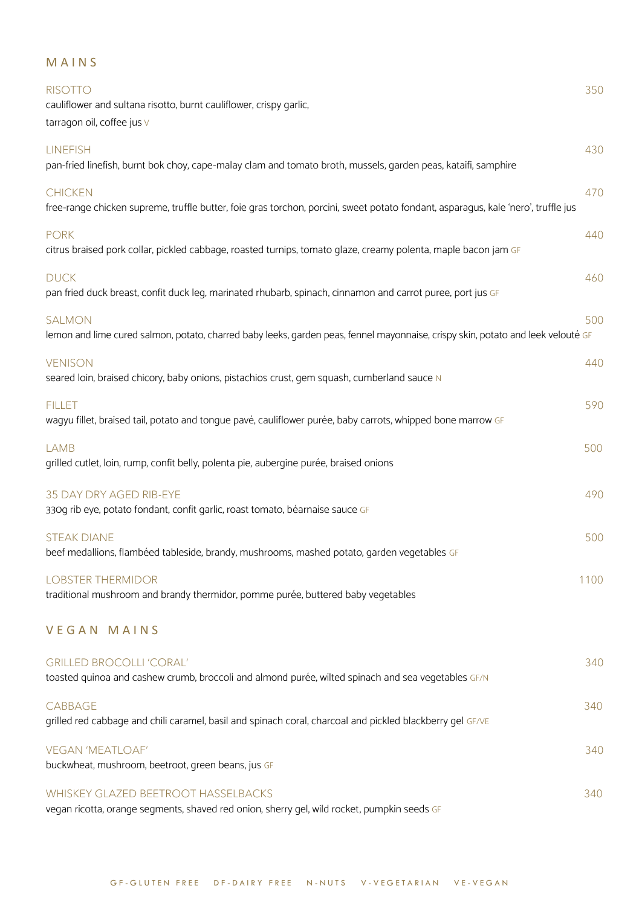## MAINS

**RISOTTO** 350
cauliflower and sultana risotto, burnt cauliflower, crispy garlic, tarragon oil, coffee jus V

**LINEFISH** 430
pan-fried linefish, burnt bok choy, cape-malay clam and tomato broth, mussels, garden peas, kataifi, samphire

**CHICKEN** 470
free-range chicken supreme, truffle butter, foie gras torchon, porcini, sweet potato fondant, asparagus, kale 'nero', truffle jus

**PORK** 440
citrus braised pork collar, pickled cabbage, roasted turnips, tomato glaze, creamy polenta, maple bacon jam GF

**DUCK** 460
pan fried duck breast, confit duck leg, marinated rhubarb, spinach, cinnamon and carrot puree, port jus GF

**SALMON** 500
lemon and lime cured salmon, potato, charred baby leeks, garden peas, fennel mayonnaise, crispy skin, potato and leek velouté GF

**VENISON** 440
seared loin, braised chicory, baby onions, pistachios crust, gem squash, cumberland sauce N

**FILLET** 590
wagyu fillet, braised tail, potato and tongue pavé, cauliflower purée, baby carrots, whipped bone marrow GF

**LAMB** 500
grilled cutlet, loin, rump, confit belly, polenta pie, aubergine purée, braised onions

**35 DAY DRY AGED RIB-EYE** 490
330g rib eye, potato fondant, confit garlic, roast tomato, béarnaise sauce GF

**STEAK DIANE** 500
beef medallions, flambéed tableside, brandy, mushrooms, mashed potato, garden vegetables GF

**LOBSTER THERMIDOR** 1100
traditional mushroom and brandy thermidor, pomme purée, buttered baby vegetables

## VEGAN MAINS

**GRILLED BROCOLLI 'CORAL'** 340
toasted quinoa and cashew crumb, broccoli and almond purée, wilted spinach and sea vegetables GF/N

**CABBAGE** 340
grilled red cabbage and chili caramel, basil and spinach coral, charcoal and pickled blackberry gel GF/VE

**VEGAN 'MEATLOAF'** 340
buckwheat, mushroom, beetroot, green beans, jus GF

**WHISKEY GLAZED BEETROOT HASSELBACKS** 340
vegan ricotta, orange segments, shaved red onion, sherry gel, wild rocket, pumpkin seeds GF

GF-GLUTEN FREE DF-DAIRY FREE N-NUTS V-VEGETARIAN VE-VEGAN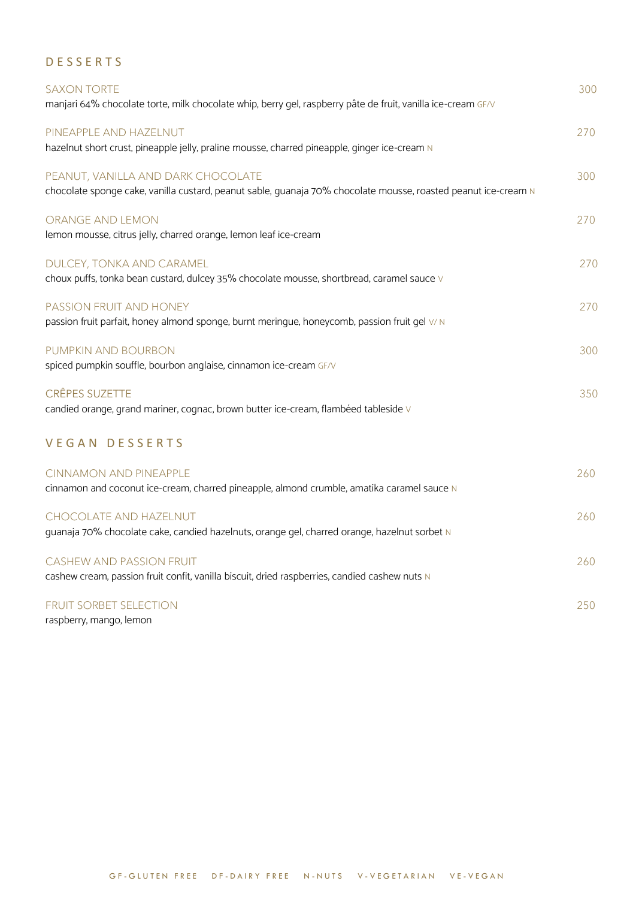## DESSERTS

**SAXON TORTE** 300
manjari 64% chocolate torte, milk chocolate whip, berry gel, raspberry pâte de fruit, vanilla ice-cream GF/V

**PINEAPPLE AND HAZELNUT** 270
hazelnut short crust, pineapple jelly, praline mousse, charred pineapple, ginger ice-cream N

**PEANUT, VANILLA AND DARK CHOCOLATE** 300
chocolate sponge cake, vanilla custard, peanut sable, guanaja 70% chocolate mousse, roasted peanut ice-cream N

**ORANGE AND LEMON** 270
lemon mousse, citrus jelly, charred orange, lemon leaf ice-cream

**DULCEY, TONKA AND CARAMEL** 270
choux puffs, tonka bean custard, dulcey 35% chocolate mousse, shortbread, caramel sauce V

**PASSION FRUIT AND HONEY** 270
passion fruit parfait, honey almond sponge, burnt meringue, honeycomb, passion fruit gel V/ N

**PUMPKIN AND BOURBON** 300
spiced pumpkin souffle, bourbon anglaise, cinnamon ice-cream GF/V

**CRÊPES SUZETTE** 350
candied orange, grand mariner, cognac, brown butter ice-cream, flambéed tableside V

## VEGAN DESSERTS

**CINNAMON AND PINEAPPLE** 260
cinnamon and coconut ice-cream, charred pineapple, almond crumble, amatika caramel sauce N

**CHOCOLATE AND HAZELNUT** 260
guanaja 70% chocolate cake, candied hazelnuts, orange gel, charred orange, hazelnut sorbet N

**CASHEW AND PASSION FRUIT** 260
cashew cream, passion fruit confit, vanilla biscuit, dried raspberries, candied cashew nuts N

**FRUIT SORBET SELECTION** 250
raspberry, mango, lemon

GF-GLUTEN FREE DF-DAIRY FREE N-NUTS V-VEGETARIAN VE-VEGAN